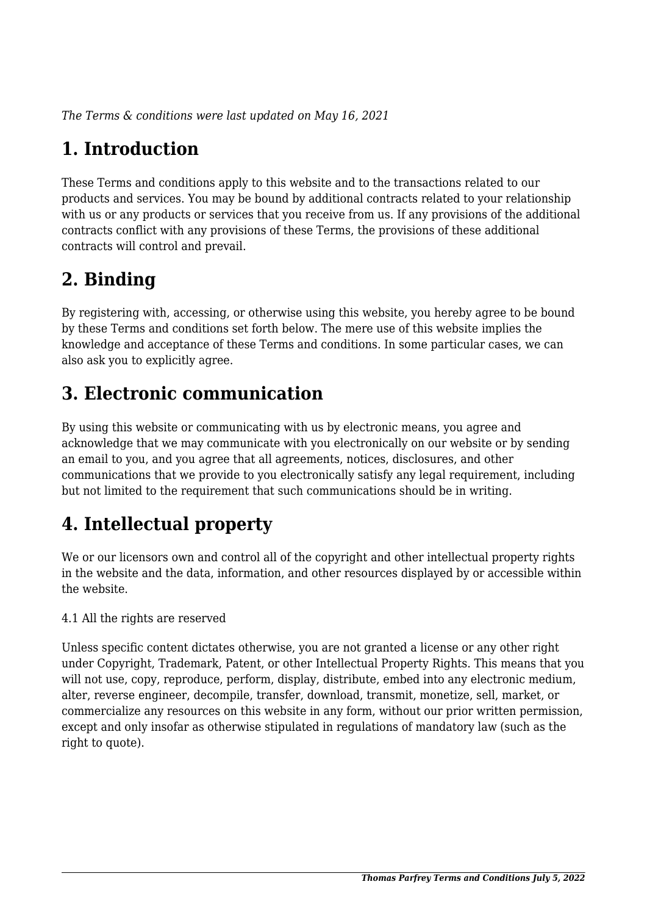*The Terms & conditions were last updated on May 16, 2021*

# 1. Introduction

These Terms and conditions apply to this website and to the transactions related to our products and services. You may be bound by additional contracts related to your relationship with us or any products or services that you receive from us. If any provisions of the additional contracts conflict with any provisions of these Terms, the provisions of these additional contracts will control and prevail.

# 2. Binding

By registering with, accessing, or otherwise using this website, you hereby agree to be bound by these Terms and conditions set forth below. The mere use of this website implies the knowledge and acceptance of these Terms and conditions. In some particular cases, we can also ask you to explicitly agree.

# 3. Electronic communication

By using this website or communicating with us by electronic means, you agree and acknowledge that we may communicate with you electronically on our website or by sending an email to you, and you agree that all agreements, notices, disclosures, and other communications that we provide to you electronically satisfy any legal requirement, including but not limited to the requirement that such communications should be in writing.

# 4. Intellectual property

We or our licensors own and control all of the copyright and other intellectual property rights in the website and the data, information, and other resources displayed by or accessible within the website.

4.1 All the rights are reserved

Unless specific content dictates otherwise, you are not granted a license or any other right under Copyright, Trademark, Patent, or other Intellectual Property Rights. This means that you will not use, copy, reproduce, perform, display, distribute, embed into any electronic medium, alter, reverse engineer, decompile, transfer, download, transmit, monetize, sell, market, or commercialize any resources on this website in any form, without our prior written permission, except and only insofar as otherwise stipulated in regulations of mandatory law (such as the right to quote).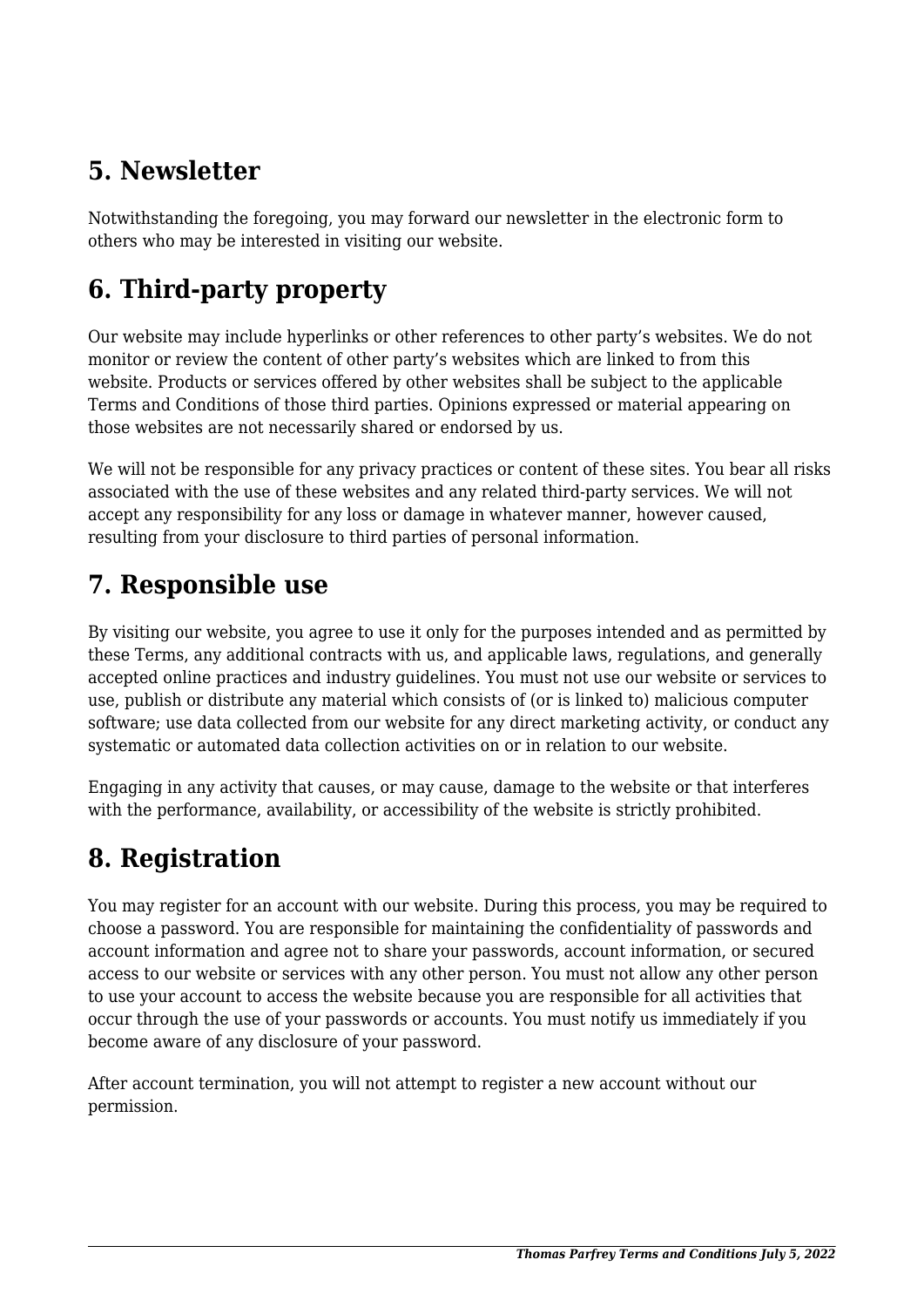## 5. Newsletter

Notwithstanding the foregoing, you may forward our newsletter in the electronic form to others who may be interested in visiting our website.

## 6. Third-party property

Our website may include hyperlinks or other references to other party's websites. We do not monitor or review the content of other party's websites which are linked to from this website. Products or services offered by other websites shall be subject to the applicable Terms and Conditions of those third parties. Opinions expressed or material appearing on those websites are not necessarily shared or endorsed by us.

We will not be responsible for any privacy practices or content of these sites. You bear all risks associated with the use of these websites and any related third-party services. We will not accept any responsibility for any loss or damage in whatever manner, however caused, resulting from your disclosure to third parties of personal information.

## 7. Responsible use

By visiting our website, you agree to use it only for the purposes intended and as permitted by these Terms, any additional contracts with us, and applicable laws, regulations, and generally accepted online practices and industry guidelines. You must not use our website or services to use, publish or distribute any material which consists of (or is linked to) malicious computer software; use data collected from our website for any direct marketing activity, or conduct any systematic or automated data collection activities on or in relation to our website.

Engaging in any activity that causes, or may cause, damage to the website or that interferes with the performance, availability, or accessibility of the website is strictly prohibited.

## 8. Registration

You may register for an account with our website. During this process, you may be required to choose a password. You are responsible for maintaining the confidentiality of passwords and account information and agree not to share your passwords, account information, or secured access to our website or services with any other person. You must not allow any other person to use your account to access the website because you are responsible for all activities that occur through the use of your passwords or accounts. You must notify us immediately if you become aware of any disclosure of your password.

After account termination, you will not attempt to register a new account without our permission.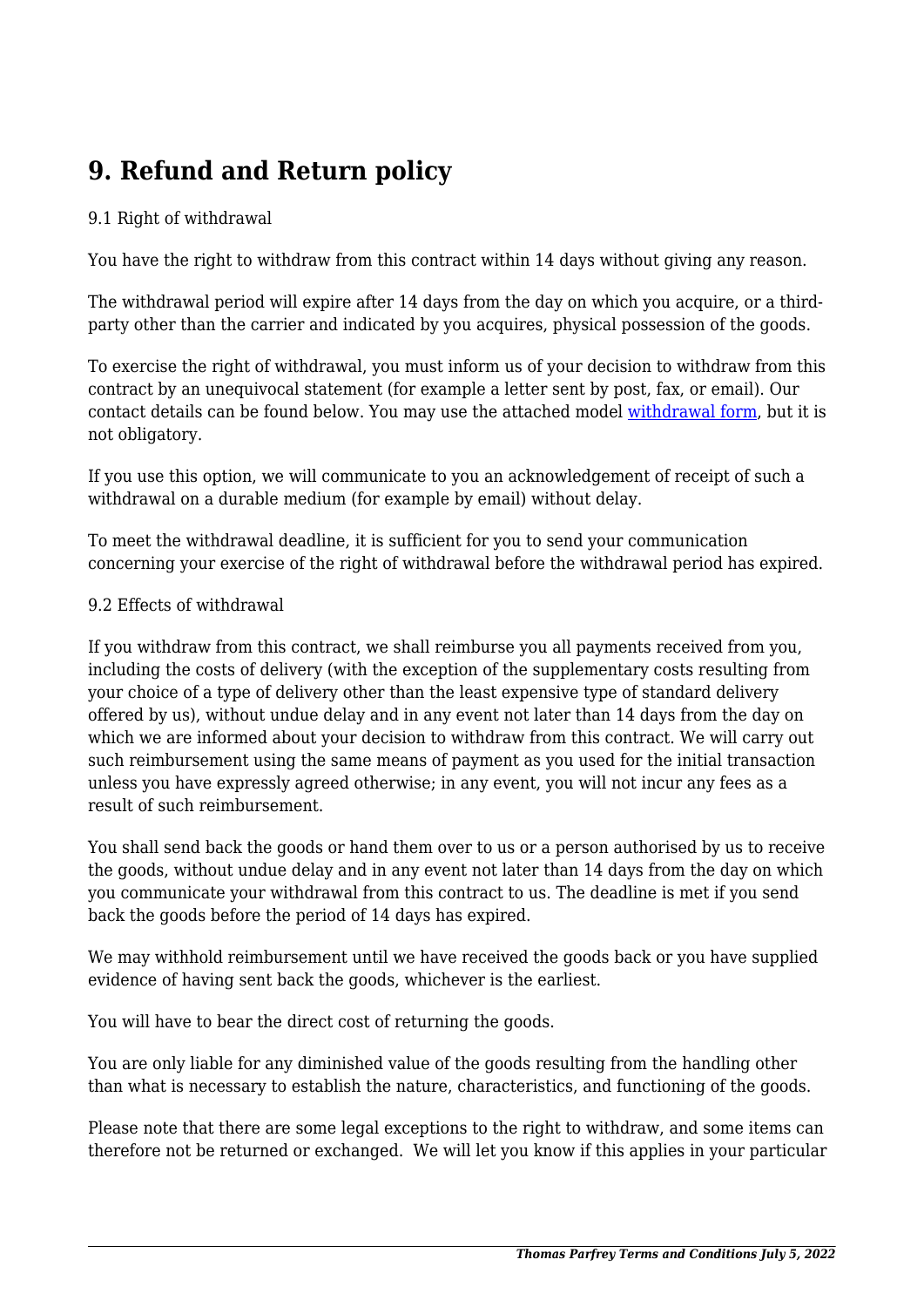# 9. Refund and Return policy

9.1 Right of withdrawal

You have the right to withdraw from this contract within 14 days without giving any reason.

The withdrawal period will expire after 14 days from the day on which you acquire, or a third-party other than the carrier and indicated by you acquires, physical possession of the goods.

To exercise the right of withdrawal, you must inform us of your decision to withdraw from this contract by an unequivocal statement (for example a letter sent by post, fax, or email). Our contact details can be found below. You may use the attached model [withdrawal form](), but it is not obligatory.

If you use this option, we will communicate to you an acknowledgement of receipt of such a withdrawal on a durable medium (for example by email) without delay.

To meet the withdrawal deadline, it is sufficient for you to send your communication concerning your exercise of the right of withdrawal before the withdrawal period has expired.

9.2 Effects of withdrawal

If you withdraw from this contract, we shall reimburse you all payments received from you, including the costs of delivery (with the exception of the supplementary costs resulting from your choice of a type of delivery other than the least expensive type of standard delivery offered by us), without undue delay and in any event not later than 14 days from the day on which we are informed about your decision to withdraw from this contract. We will carry out such reimbursement using the same means of payment as you used for the initial transaction unless you have expressly agreed otherwise; in any event, you will not incur any fees as a result of such reimbursement.

You shall send back the goods or hand them over to us or a person authorised by us to receive the goods, without undue delay and in any event not later than 14 days from the day on which you communicate your withdrawal from this contract to us. The deadline is met if you send back the goods before the period of 14 days has expired.

We may withhold reimbursement until we have received the goods back or you have supplied evidence of having sent back the goods, whichever is the earliest.

You will have to bear the direct cost of returning the goods.

You are only liable for any diminished value of the goods resulting from the handling other than what is necessary to establish the nature, characteristics, and functioning of the goods.

Please note that there are some legal exceptions to the right to withdraw, and some items can therefore not be returned or exchanged. We will let you know if this applies in your particular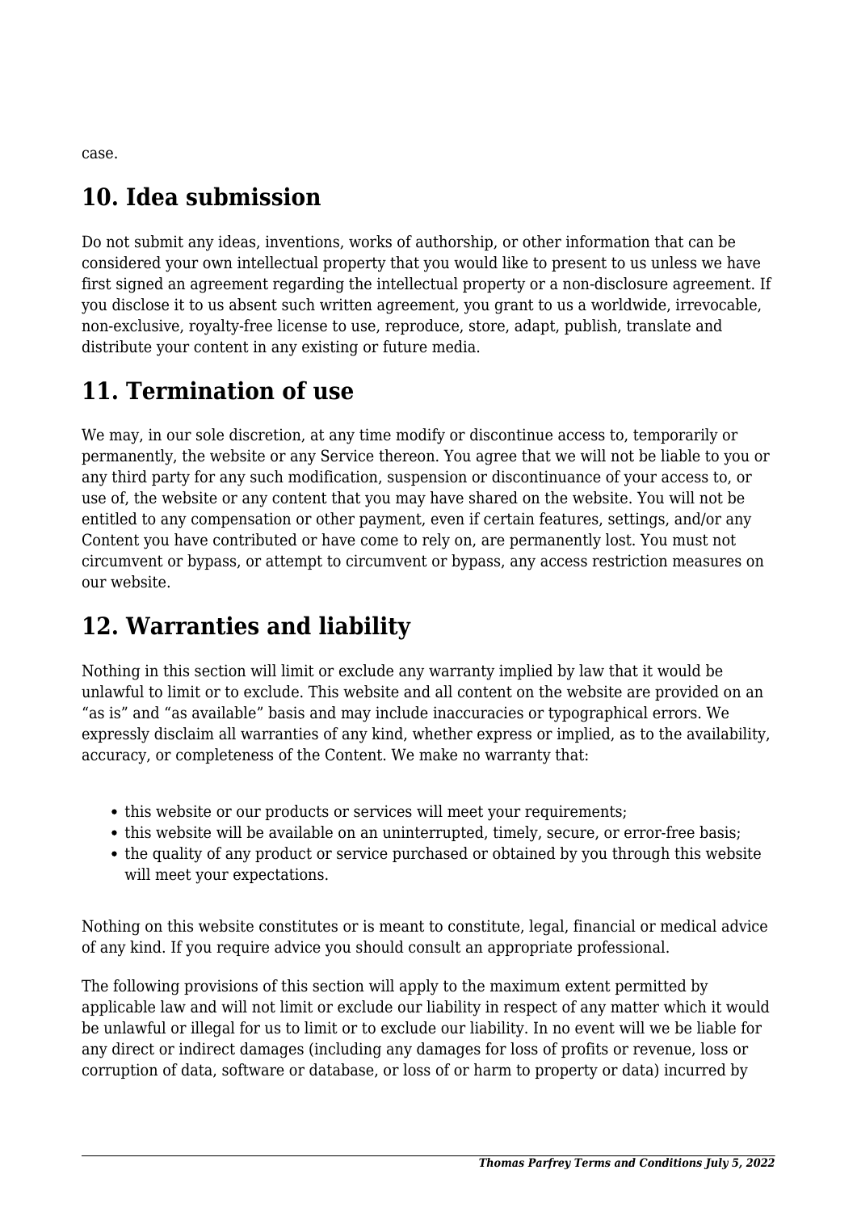case.

## 10. Idea submission

Do not submit any ideas, inventions, works of authorship, or other information that can be considered your own intellectual property that you would like to present to us unless we have first signed an agreement regarding the intellectual property or a non-disclosure agreement. If you disclose it to us absent such written agreement, you grant to us a worldwide, irrevocable, non-exclusive, royalty-free license to use, reproduce, store, adapt, publish, translate and distribute your content in any existing or future media.

## 11. Termination of use

We may, in our sole discretion, at any time modify or discontinue access to, temporarily or permanently, the website or any Service thereon. You agree that we will not be liable to you or any third party for any such modification, suspension or discontinuance of your access to, or use of, the website or any content that you may have shared on the website. You will not be entitled to any compensation or other payment, even if certain features, settings, and/or any Content you have contributed or have come to rely on, are permanently lost. You must not circumvent or bypass, or attempt to circumvent or bypass, any access restriction measures on our website.

## 12. Warranties and liability

Nothing in this section will limit or exclude any warranty implied by law that it would be unlawful to limit or to exclude. This website and all content on the website are provided on an "as is" and "as available" basis and may include inaccuracies or typographical errors. We expressly disclaim all warranties of any kind, whether express or implied, as to the availability, accuracy, or completeness of the Content. We make no warranty that:

- this website or our products or services will meet your requirements;
- this website will be available on an uninterrupted, timely, secure, or error-free basis;
- the quality of any product or service purchased or obtained by you through this website will meet your expectations.

Nothing on this website constitutes or is meant to constitute, legal, financial or medical advice of any kind. If you require advice you should consult an appropriate professional.

The following provisions of this section will apply to the maximum extent permitted by applicable law and will not limit or exclude our liability in respect of any matter which it would be unlawful or illegal for us to limit or to exclude our liability. In no event will we be liable for any direct or indirect damages (including any damages for loss of profits or revenue, loss or corruption of data, software or database, or loss of or harm to property or data) incurred by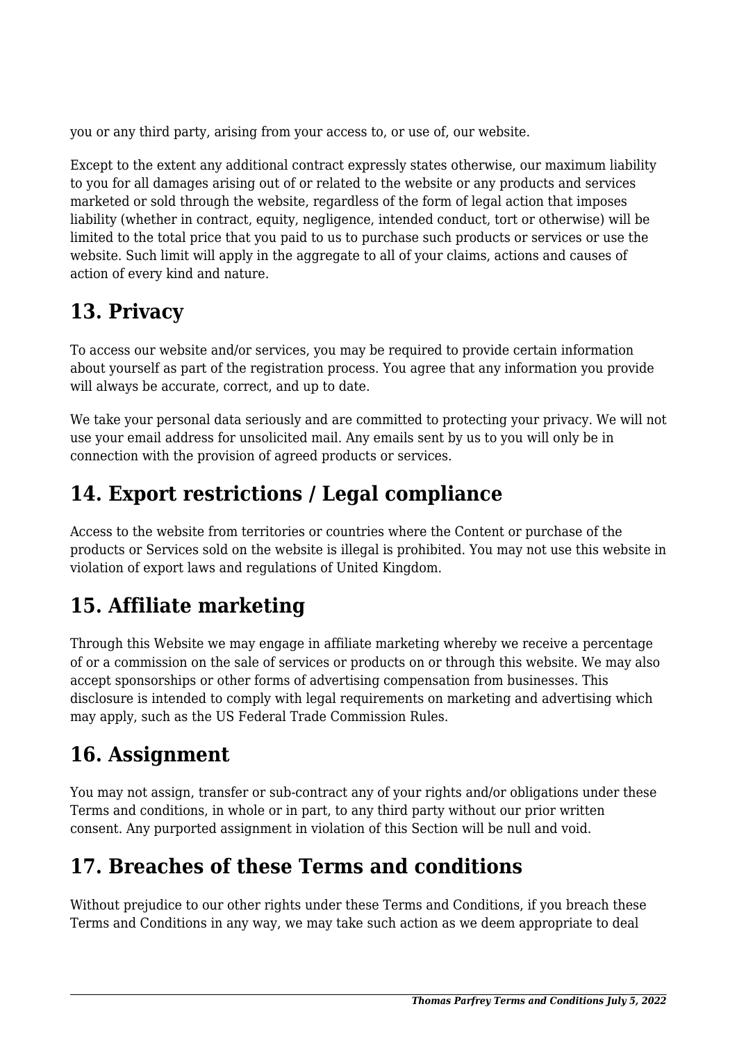you or any third party, arising from your access to, or use of, our website.

Except to the extent any additional contract expressly states otherwise, our maximum liability to you for all damages arising out of or related to the website or any products and services marketed or sold through the website, regardless of the form of legal action that imposes liability (whether in contract, equity, negligence, intended conduct, tort or otherwise) will be limited to the total price that you paid to us to purchase such products or services or use the website. Such limit will apply in the aggregate to all of your claims, actions and causes of action of every kind and nature.

## 13. Privacy

To access our website and/or services, you may be required to provide certain information about yourself as part of the registration process. You agree that any information you provide will always be accurate, correct, and up to date.

We take your personal data seriously and are committed to protecting your privacy. We will not use your email address for unsolicited mail. Any emails sent by us to you will only be in connection with the provision of agreed products or services.

## 14. Export restrictions / Legal compliance

Access to the website from territories or countries where the Content or purchase of the products or Services sold on the website is illegal is prohibited. You may not use this website in violation of export laws and regulations of United Kingdom.

## 15. Affiliate marketing

Through this Website we may engage in affiliate marketing whereby we receive a percentage of or a commission on the sale of services or products on or through this website. We may also accept sponsorships or other forms of advertising compensation from businesses. This disclosure is intended to comply with legal requirements on marketing and advertising which may apply, such as the US Federal Trade Commission Rules.

## 16. Assignment

You may not assign, transfer or sub-contract any of your rights and/or obligations under these Terms and conditions, in whole or in part, to any third party without our prior written consent. Any purported assignment in violation of this Section will be null and void.

## 17. Breaches of these Terms and conditions

Without prejudice to our other rights under these Terms and Conditions, if you breach these Terms and Conditions in any way, we may take such action as we deem appropriate to deal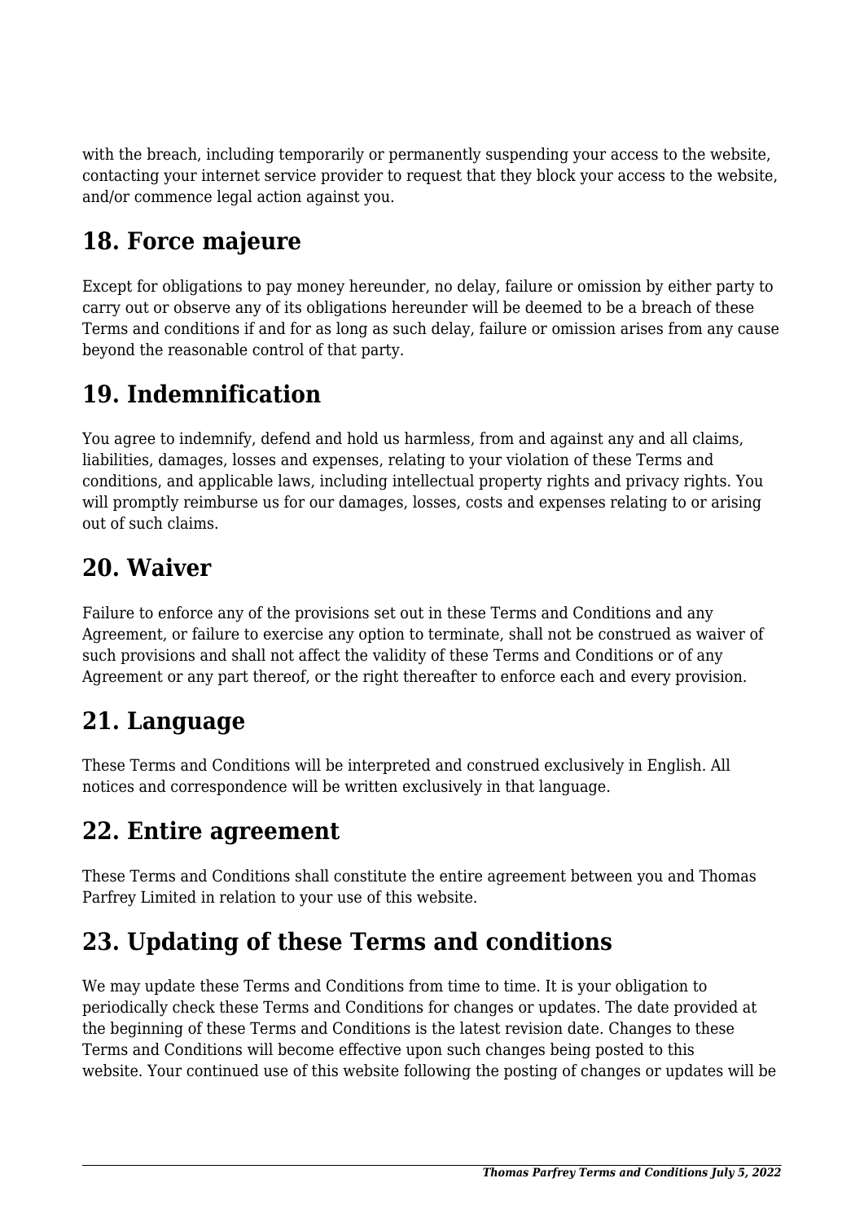with the breach, including temporarily or permanently suspending your access to the website, contacting your internet service provider to request that they block your access to the website, and/or commence legal action against you.

## 18. Force majeure

Except for obligations to pay money hereunder, no delay, failure or omission by either party to carry out or observe any of its obligations hereunder will be deemed to be a breach of these Terms and conditions if and for as long as such delay, failure or omission arises from any cause beyond the reasonable control of that party.

## 19. Indemnification

You agree to indemnify, defend and hold us harmless, from and against any and all claims, liabilities, damages, losses and expenses, relating to your violation of these Terms and conditions, and applicable laws, including intellectual property rights and privacy rights. You will promptly reimburse us for our damages, losses, costs and expenses relating to or arising out of such claims.

## 20. Waiver

Failure to enforce any of the provisions set out in these Terms and Conditions and any Agreement, or failure to exercise any option to terminate, shall not be construed as waiver of such provisions and shall not affect the validity of these Terms and Conditions or of any Agreement or any part thereof, or the right thereafter to enforce each and every provision.

## 21. Language

These Terms and Conditions will be interpreted and construed exclusively in English. All notices and correspondence will be written exclusively in that language.

## 22. Entire agreement

These Terms and Conditions shall constitute the entire agreement between you and Thomas Parfrey Limited in relation to your use of this website.

## 23. Updating of these Terms and conditions

We may update these Terms and Conditions from time to time. It is your obligation to periodically check these Terms and Conditions for changes or updates. The date provided at the beginning of these Terms and Conditions is the latest revision date. Changes to these Terms and Conditions will become effective upon such changes being posted to this website. Your continued use of this website following the posting of changes or updates will be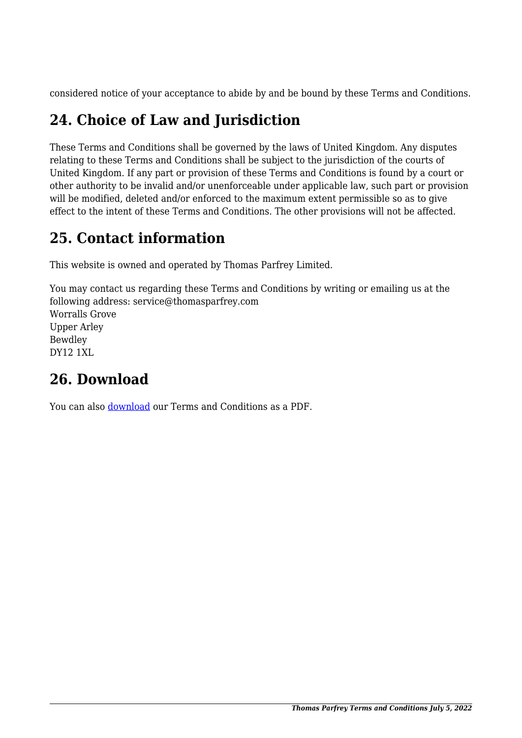considered notice of your acceptance to abide by and be bound by these Terms and Conditions.

## 24. Choice of Law and Jurisdiction

These Terms and Conditions shall be governed by the laws of United Kingdom. Any disputes relating to these Terms and Conditions shall be subject to the jurisdiction of the courts of United Kingdom. If any part or provision of these Terms and Conditions is found by a court or other authority to be invalid and/or unenforceable under applicable law, such part or provision will be modified, deleted and/or enforced to the maximum extent permissible so as to give effect to the intent of these Terms and Conditions. The other provisions will not be affected.

## 25. Contact information

This website is owned and operated by Thomas Parfrey Limited.

You may contact us regarding these Terms and Conditions by writing or emailing us at the following address: service@thomasparfrey.com
Worralls Grove
Upper Arley
Bewdley
DY12 1XL

## 26. Download

You can also download our Terms and Conditions as a PDF.